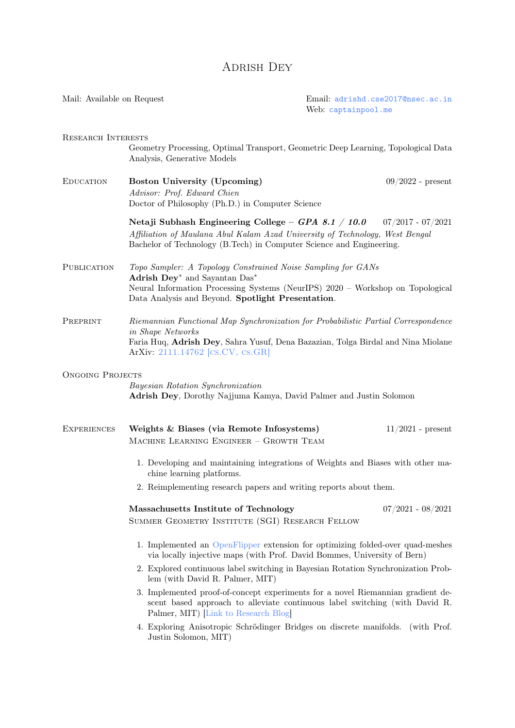# Adrish Dey

Mail: Available on Request

Email: adrishd.cse2017@nsec.ac.in
Web: captainpool.me

## Research Interests

Geometry Processing, Optimal Transport, Geometric Deep Learning, Topological Data Analysis, Generative Models

## Education

**Boston University (Upcoming)** 09/2022 - present
*Advisor: Prof. Edward Chien*
Doctor of Philosophy (Ph.D.) in Computer Science

**Netaji Subhash Engineering College** – ***GPA 8.1 / 10.0*** 07/2017 - 07/2021
*Affiliation of Maulana Abul Kalam Azad University of Technology, West Bengal*
Bachelor of Technology (B.Tech) in Computer Science and Engineering.

## Publication

*Topo Sampler: A Topology Constrained Noise Sampling for GANs*
**Adrish Dey**\* and Sayantan Das\*
Neural Information Processing Systems (NeurIPS) 2020 – Workshop on Topological Data Analysis and Beyond. **Spotlight Presentation**.

## Preprint

*Riemannian Functional Map Synchronization for Probabilistic Partial Correspondence in Shape Networks*
Faria Huq, **Adrish Dey**, Sahra Yusuf, Dena Bazazian, Tolga Birdal and Nina Miolane
ArXiv: 2111.14762 [cs.CV, cs.GR]

## Ongoing Projects

*Bayesian Rotation Synchronization*
**Adrish Dey**, Dorothy Najjuma Kamya, David Palmer and Justin Solomon

## Experiences

**Weights & Biases (via Remote Infosystems)** 11/2021 - present
Machine Learning Engineer – Growth Team

1. Developing and maintaining integrations of Weights and Biases with other machine learning platforms.
2. Reimplementing research papers and writing reports about them.

**Massachusetts Institute of Technology** 07/2021 - 08/2021
Summer Geometry Institute (SGI) Research Fellow

1. Implemented an OpenFlipper extension for optimizing folded-over quad-meshes via locally injective maps (with Prof. David Bommes, University of Bern)
2. Explored continuous label switching in Bayesian Rotation Synchronization Problem (with David R. Palmer, MIT)
3. Implemented proof-of-concept experiments for a novel Riemannian gradient descent based approach to alleviate continuous label switching (with David R. Palmer, MIT) [Link to Research Blog]
4. Exploring Anisotropic Schrödinger Bridges on discrete manifolds. (with Prof. Justin Solomon, MIT)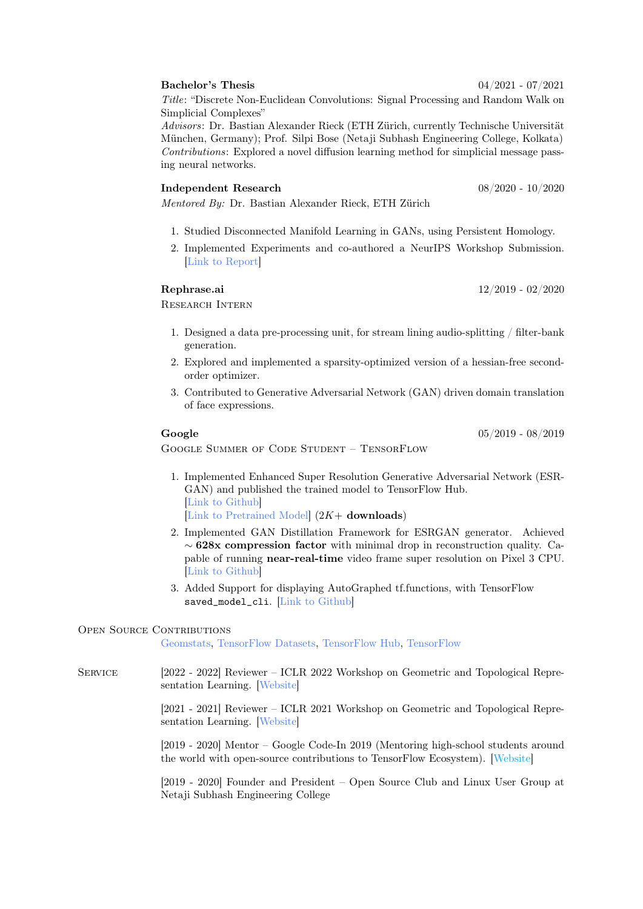**Bachelor's Thesis** 04/2021 - 07/2021

*Title*: "Discrete Non-Euclidean Convolutions: Signal Processing and Random Walk on Simplicial Complexes"

*Advisors*: Dr. Bastian Alexander Rieck (ETH Zürich, currently Technische Universität München, Germany); Prof. Silpi Bose (Netaji Subhash Engineering College, Kolkata)

*Contributions*: Explored a novel diffusion learning method for simplicial message passing neural networks.

**Independent Research** 08/2020 - 10/2020

*Mentored By:* Dr. Bastian Alexander Rieck, ETH Zürich

1. Studied Disconnected Manifold Learning in GANs, using Persistent Homology.
2. Implemented Experiments and co-authored a NeurIPS Workshop Submission. [Link to Report]

**Rephrase.ai** 12/2019 - 02/2020

Research Intern

1. Designed a data pre-processing unit, for stream lining audio-splitting / filter-bank generation.
2. Explored and implemented a sparsity-optimized version of a hessian-free second-order optimizer.
3. Contributed to Generative Adversarial Network (GAN) driven domain translation of face expressions.

**Google** 05/2019 - 08/2019

Google Summer of Code Student – TensorFlow

1. Implemented Enhanced Super Resolution Generative Adversarial Network (ESRGAN) and published the trained model to TensorFlow Hub.
   [Link to Github]
   [Link to Pretrained Model] (2K+ **downloads**)
2. Implemented GAN Distillation Framework for ESRGAN generator. Achieved $\sim$ **628x compression factor** with minimal drop in reconstruction quality. Capable of running **near-real-time** video frame super resolution on Pixel 3 CPU. [Link to Github]
3. Added Support for displaying AutoGraphed tf.functions, with TensorFlow `saved_model_cli`. [Link to Github]

## Open Source Contributions

Geomstats, TensorFlow Datasets, TensorFlow Hub, TensorFlow

## Service

[2022 - 2022] Reviewer – ICLR 2022 Workshop on Geometric and Topological Representation Learning. [Website]

[2021 - 2021] Reviewer – ICLR 2021 Workshop on Geometric and Topological Representation Learning. [Website]

[2019 - 2020] Mentor – Google Code-In 2019 (Mentoring high-school students around the world with open-source contributions to TensorFlow Ecosystem). [Website]

[2019 - 2020] Founder and President – Open Source Club and Linux User Group at Netaji Subhash Engineering College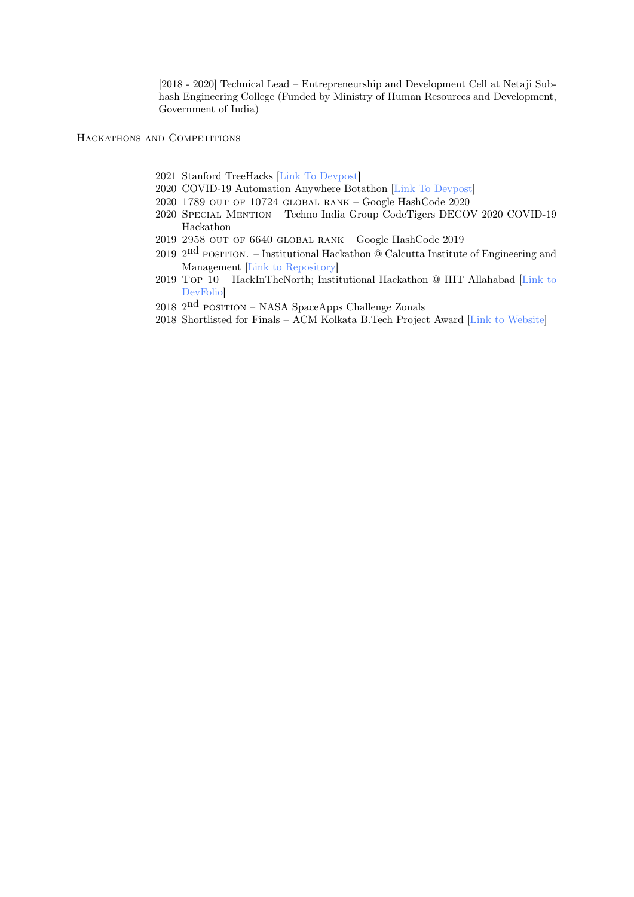[2018 - 2020] Technical Lead – Entrepreneurship and Development Cell at Netaji Subhash Engineering College (Funded by Ministry of Human Resources and Development, Government of India)

## Hackathons and Competitions

- 2021 Stanford TreeHacks [Link To Devpost]
- 2020 COVID-19 Automation Anywhere Botathon [Link To Devpost]
- 2020 1789 out of 10724 global rank – Google HashCode 2020
- 2020 Special Mention – Techno India Group CodeTigers DECOV 2020 COVID-19 Hackathon
- 2019 2958 out of 6640 global rank – Google HashCode 2019
- 2019 2$^{\text{nd}}$ position. – Institutional Hackathon @ Calcutta Institute of Engineering and Management [Link to Repository]
- 2019 Top 10 – HackInTheNorth; Institutional Hackathon @ IIIT Allahabad [Link to DevFolio]
- 2018 2$^{\text{nd}}$ position – NASA SpaceApps Challenge Zonals
- 2018 Shortlisted for Finals – ACM Kolkata B.Tech Project Award [Link to Website]